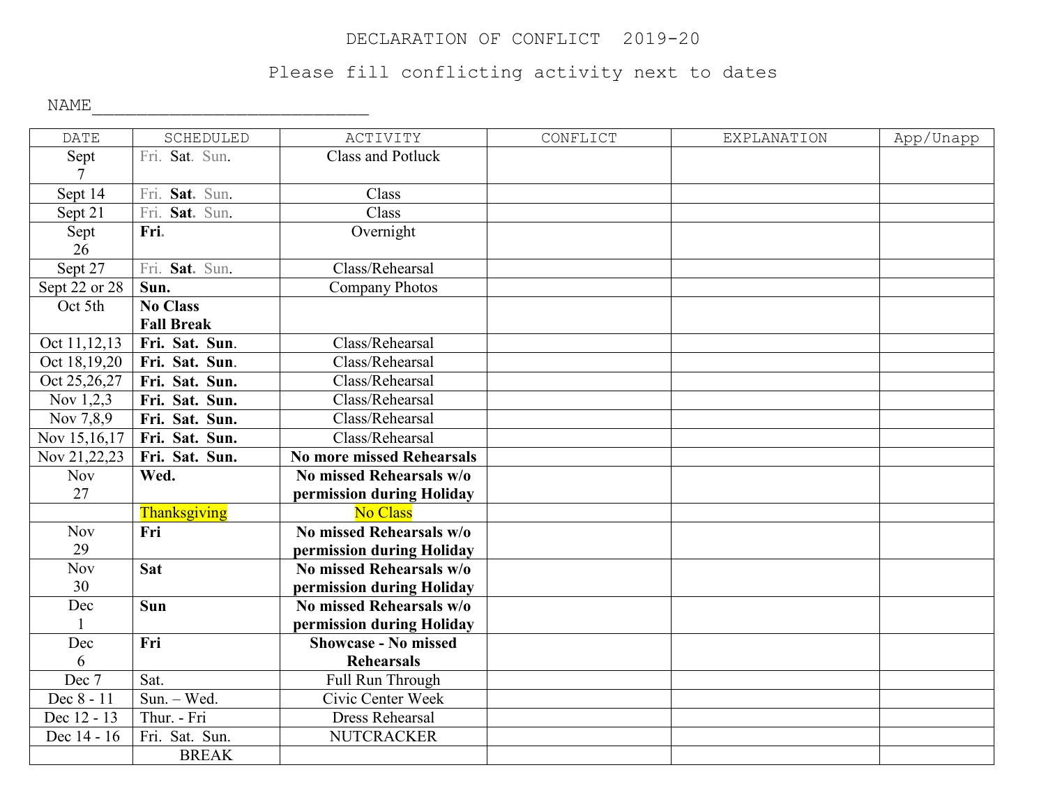# DECLARATION OF CONFLICT 2019-20

Please fill conflicting activity next to dates

NAME___________________________

| DATE | SCHEDULED | ACTIVITY | CONFLICT | EXPLANATION | App/Unapp |
|---|---|---|---|---|---|
| Sept 7 | Fri. Sat. Sun. | Class and Potluck | | | |
| Sept 14 | Fri. **Sat.** Sun. | Class | | | |
| Sept 21 | Fri. **Sat.** Sun. | Class | | | |
| Sept 26 | **Fri.** | Overnight | | | |
| Sept 27 | Fri. **Sat.** Sun. | Class/Rehearsal | | | |
| Sept 22 or 28 | **Sun.** | Company Photos | | | |
| Oct 5th | **No Class Fall Break** | | | | |
| Oct 11,12,13 | **Fri. Sat. Sun.** | Class/Rehearsal | | | |
| Oct 18,19,20 | **Fri. Sat. Sun.** | Class/Rehearsal | | | |
| Oct 25,26,27 | **Fri. Sat. Sun.** | Class/Rehearsal | | | |
| Nov 1,2,3 | **Fri. Sat. Sun.** | Class/Rehearsal | | | |
| Nov 7,8,9 | **Fri. Sat. Sun.** | Class/Rehearsal | | | |
| Nov 15,16,17 | **Fri. Sat. Sun.** | Class/Rehearsal | | | |
| Nov 21,22,23 | **Fri. Sat. Sun.** | **No more missed Rehearsals** | | | |
| Nov 27 | **Wed.** | **No missed Rehearsals w/o permission during Holiday** | | | |
| | Thanksgiving | No Class | | | |
| Nov 29 | **Fri** | **No missed Rehearsals w/o permission during Holiday** | | | |
| Nov 30 | **Sat** | **No missed Rehearsals w/o permission during Holiday** | | | |
| Dec 1 | **Sun** | **No missed Rehearsals w/o permission during Holiday** | | | |
| Dec 6 | **Fri** | **Showcase - No missed Rehearsals** | | | |
| Dec 7 | Sat. | Full Run Through | | | |
| Dec 8 - 11 | Sun. – Wed. | Civic Center Week | | | |
| Dec 12 - 13 | Thur. - Fri | Dress Rehearsal | | | |
| Dec 14 - 16 | Fri. Sat. Sun. | NUTCRACKER | | | |
| | BREAK | | | | |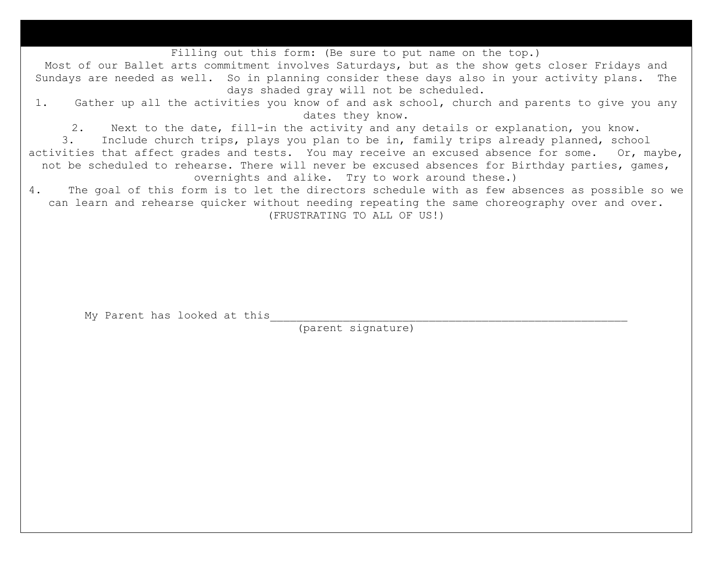Filling out this form: (Be sure to put name on the top.)

Most of our Ballet arts commitment involves Saturdays, but as the show gets closer Fridays and Sundays are needed as well. So in planning consider these days also in your activity plans. The days shaded gray will not be scheduled.

1. Gather up all the activities you know of and ask school, church and parents to give you any dates they know.
2. Next to the date, fill-in the activity and any details or explanation, you know.
3. Include church trips, plays you plan to be in, family trips already planned, school activities that affect grades and tests. You may receive an excused absence for some. Or, maybe, not be scheduled to rehearse. There will never be excused absences for Birthday parties, games, overnights and alike. Try to work around these.)
4. The goal of this form is to let the directors schedule with as few absences as possible so we can learn and rehearse quicker without needing repeating the same choreography over and over. (FRUSTRATING TO ALL OF US!)

My Parent has looked at this________________________________________________________

(parent signature)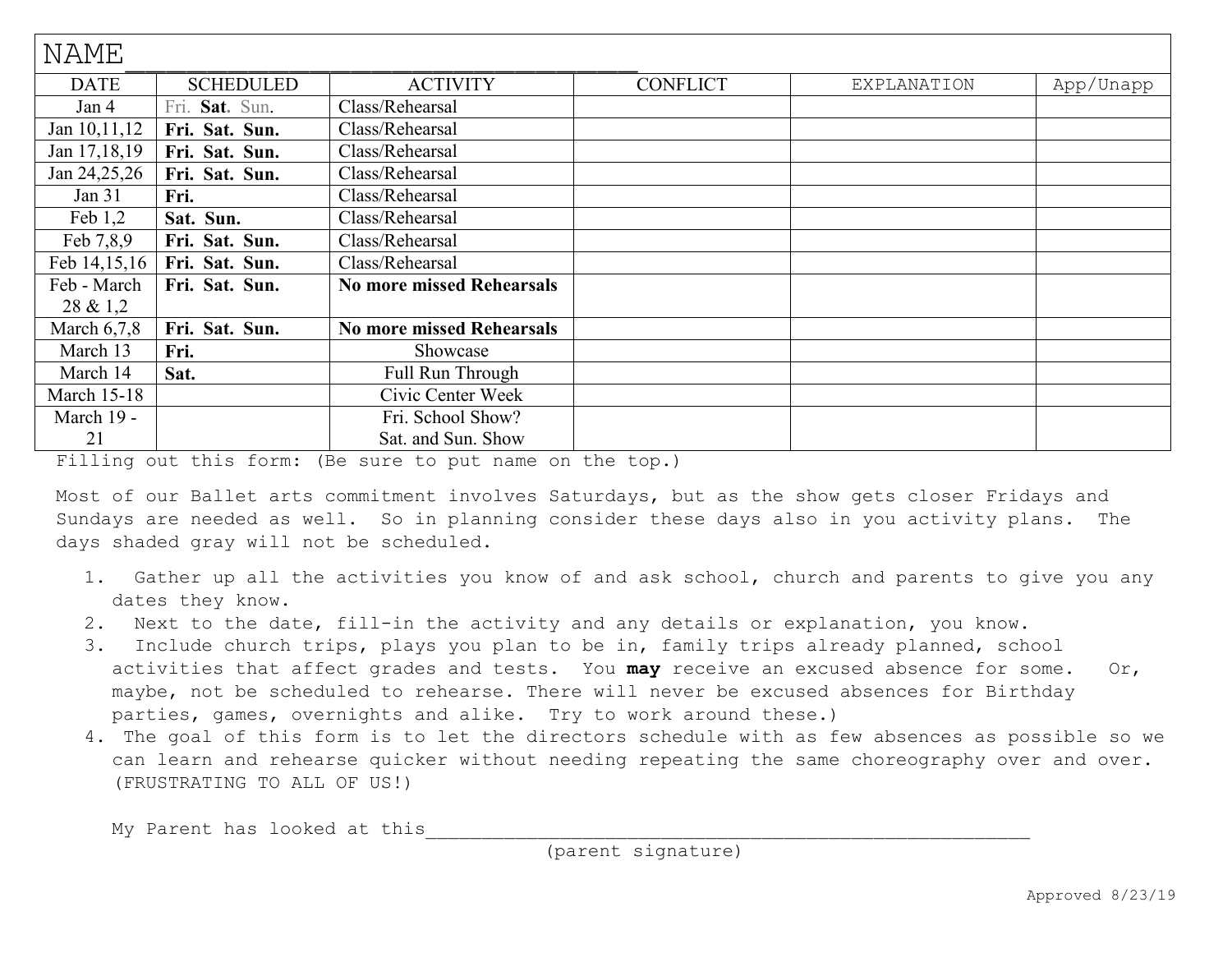NAME____________________________________

| DATE | SCHEDULED | ACTIVITY | CONFLICT | EXPLANATION | App/Unapp |
|---|---|---|---|---|---|
| Jan 4 | Fri. **Sat**. Sun. | Class/Rehearsal | | | |
| Jan 10,11,12 | **Fri. Sat. Sun.** | Class/Rehearsal | | | |
| Jan 17,18,19 | **Fri. Sat. Sun.** | Class/Rehearsal | | | |
| Jan 24,25,26 | **Fri. Sat. Sun.** | Class/Rehearsal | | | |
| Jan 31 | **Fri.** | Class/Rehearsal | | | |
| Feb 1,2 | **Sat. Sun.** | Class/Rehearsal | | | |
| Feb 7,8,9 | **Fri. Sat. Sun.** | Class/Rehearsal | | | |
| Feb 14,15,16 | **Fri. Sat. Sun.** | Class/Rehearsal | | | |
| Feb - March 28 & 1,2 | **Fri. Sat. Sun.** | **No more missed Rehearsals** | | | |
| March 6,7,8 | **Fri. Sat. Sun.** | **No more missed Rehearsals** | | | |
| March 13 | **Fri.** | Showcase | | | |
| March 14 | **Sat.** | Full Run Through | | | |
| March 15-18 | | Civic Center Week | | | |
| March 19 - 21 | | Fri. School Show? Sat. and Sun. Show | | | |

Filling out this form: (Be sure to put name on the top.)

Most of our Ballet arts commitment involves Saturdays, but as the show gets closer Fridays and Sundays are needed as well. So in planning consider these days also in you activity plans. The days shaded gray will not be scheduled.

1. Gather up all the activities you know of and ask school, church and parents to give you any dates they know.
2. Next to the date, fill-in the activity and any details or explanation, you know.
3. Include church trips, plays you plan to be in, family trips already planned, school activities that affect grades and tests. You **may** receive an excused absence for some. Or, maybe, not be scheduled to rehearse. There will never be excused absences for Birthday parties, games, overnights and alike. Try to work around these.)
4. The goal of this form is to let the directors schedule with as few absences as possible so we can learn and rehearse quicker without needing repeating the same choreography over and over. (FRUSTRATING TO ALL OF US!)

My Parent has looked at this____________________________________________________
(parent signature)

Approved 8/23/19